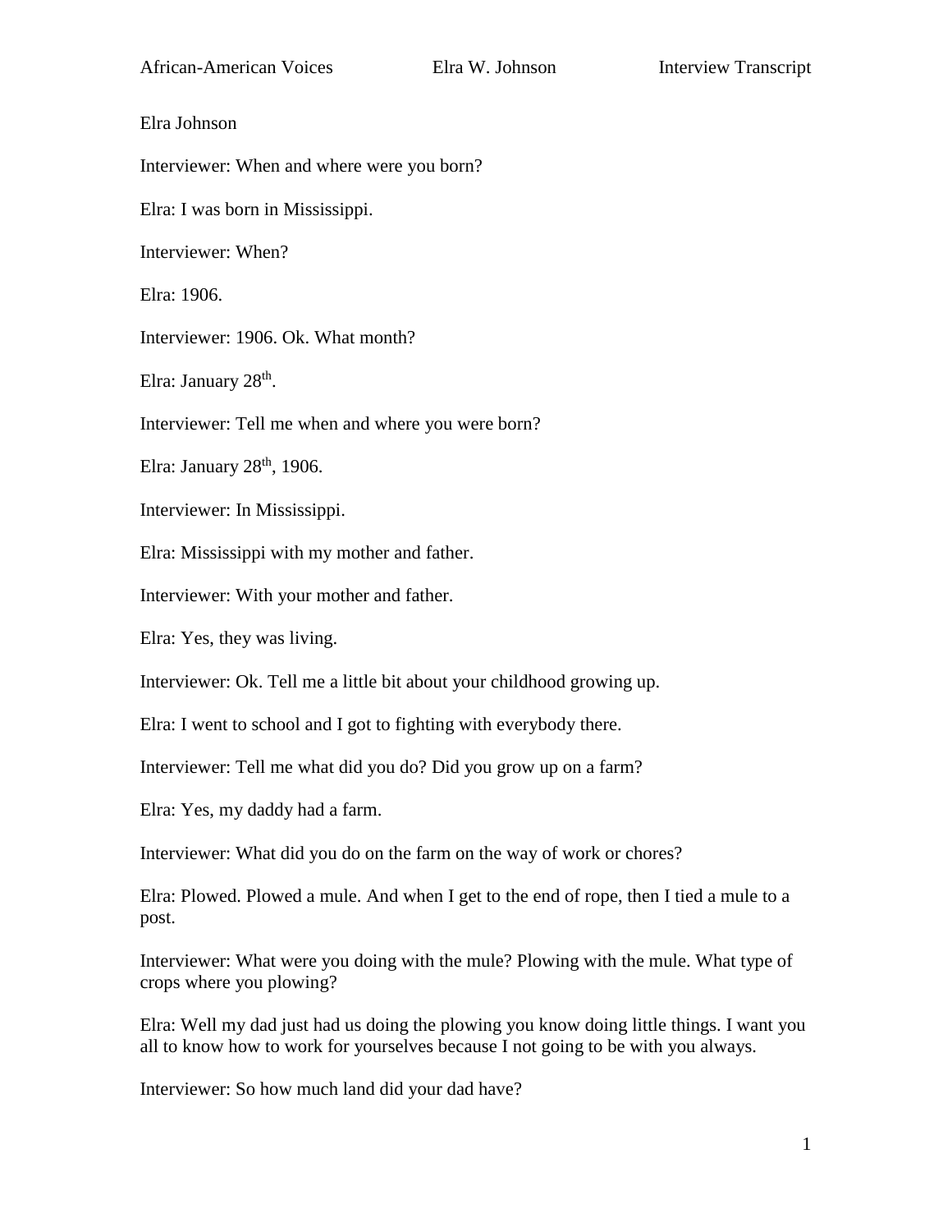Elra Johnson

Interviewer: When and where were you born?

Elra: I was born in Mississippi.

Interviewer: When?

Elra: 1906.

Interviewer: 1906. Ok. What month?

Elra: January 28th.

Interviewer: Tell me when and where you were born?

Elra: January 28th, 1906.

Interviewer: In Mississippi.

Elra: Mississippi with my mother and father.

Interviewer: With your mother and father.

Elra: Yes, they was living.

Interviewer: Ok. Tell me a little bit about your childhood growing up.

Elra: I went to school and I got to fighting with everybody there.

Interviewer: Tell me what did you do? Did you grow up on a farm?

Elra: Yes, my daddy had a farm.

Interviewer: What did you do on the farm on the way of work or chores?

Elra: Plowed. Plowed a mule. And when I get to the end of rope, then I tied a mule to a post.

Interviewer: What were you doing with the mule? Plowing with the mule. What type of crops where you plowing?

Elra: Well my dad just had us doing the plowing you know doing little things. I want you all to know how to work for yourselves because I not going to be with you always.

Interviewer: So how much land did your dad have?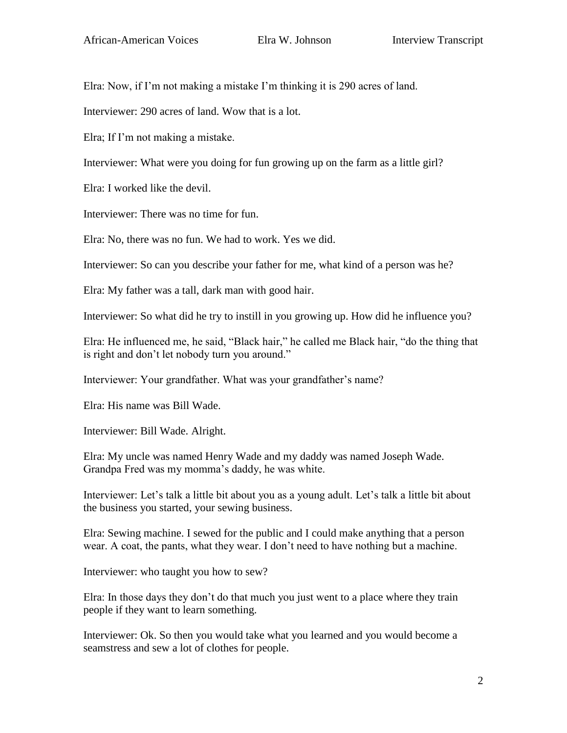Elra: Now, if I'm not making a mistake I'm thinking it is 290 acres of land.

Interviewer: 290 acres of land. Wow that is a lot.

Elra; If I'm not making a mistake.

Interviewer: What were you doing for fun growing up on the farm as a little girl?

Elra: I worked like the devil.

Interviewer: There was no time for fun.

Elra: No, there was no fun. We had to work. Yes we did.

Interviewer: So can you describe your father for me, what kind of a person was he?

Elra: My father was a tall, dark man with good hair.

Interviewer: So what did he try to instill in you growing up. How did he influence you?

Elra: He influenced me, he said, "Black hair," he called me Black hair, "do the thing that is right and don't let nobody turn you around."

Interviewer: Your grandfather. What was your grandfather's name?

Elra: His name was Bill Wade.

Interviewer: Bill Wade. Alright.

Elra: My uncle was named Henry Wade and my daddy was named Joseph Wade. Grandpa Fred was my momma's daddy, he was white.

Interviewer: Let's talk a little bit about you as a young adult. Let's talk a little bit about the business you started, your sewing business.

Elra: Sewing machine. I sewed for the public and I could make anything that a person wear. A coat, the pants, what they wear. I don't need to have nothing but a machine.

Interviewer: who taught you how to sew?

Elra: In those days they don't do that much you just went to a place where they train people if they want to learn something.

Interviewer: Ok. So then you would take what you learned and you would become a seamstress and sew a lot of clothes for people.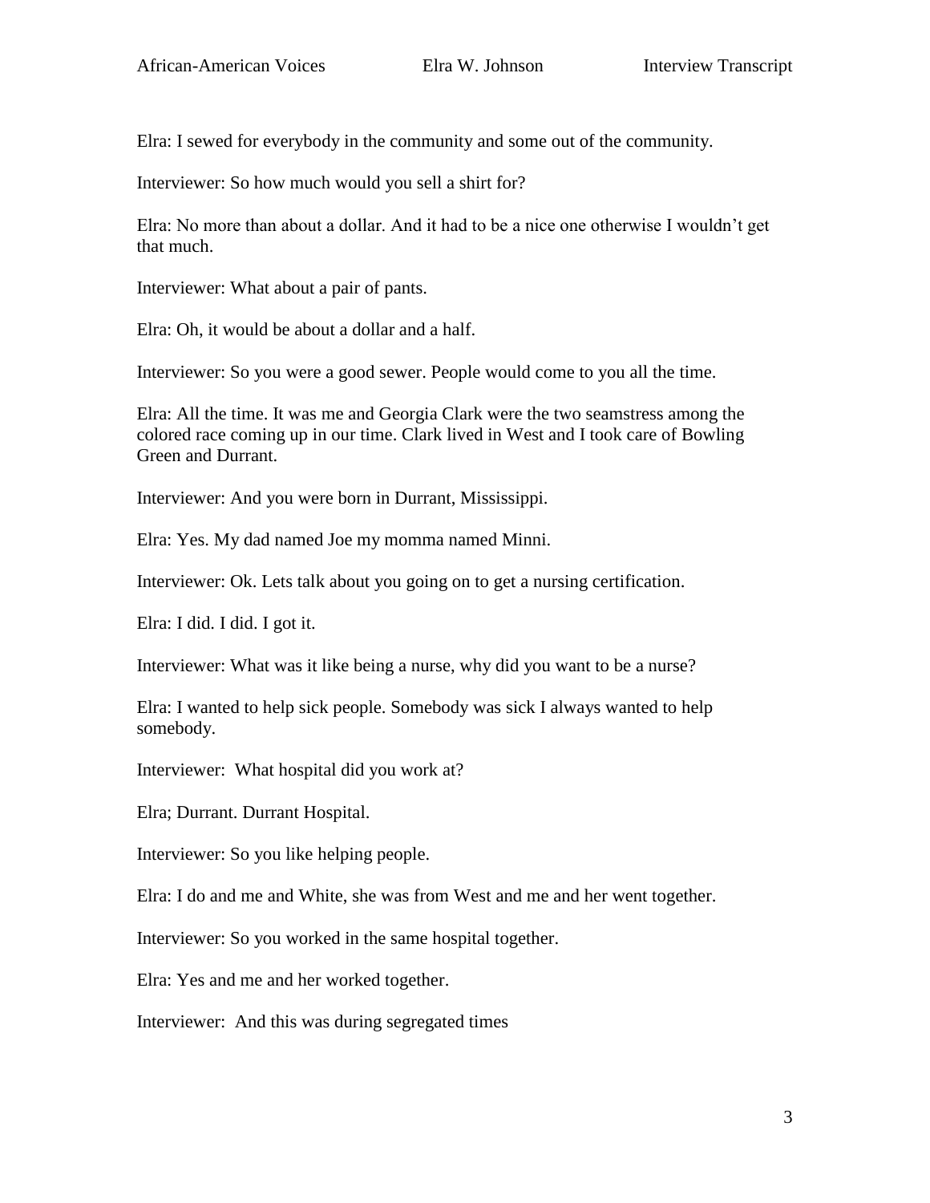Elra: I sewed for everybody in the community and some out of the community.

Interviewer: So how much would you sell a shirt for?

Elra: No more than about a dollar. And it had to be a nice one otherwise I wouldn't get that much.

Interviewer: What about a pair of pants.

Elra: Oh, it would be about a dollar and a half.

Interviewer: So you were a good sewer. People would come to you all the time.

Elra: All the time. It was me and Georgia Clark were the two seamstress among the colored race coming up in our time. Clark lived in West and I took care of Bowling Green and Durrant.

Interviewer: And you were born in Durrant, Mississippi.

Elra: Yes. My dad named Joe my momma named Minni.

Interviewer: Ok. Lets talk about you going on to get a nursing certification.

Elra: I did. I did. I got it.

Interviewer: What was it like being a nurse, why did you want to be a nurse?

Elra: I wanted to help sick people. Somebody was sick I always wanted to help somebody.

Interviewer: What hospital did you work at?

Elra; Durrant. Durrant Hospital.

Interviewer: So you like helping people.

Elra: I do and me and White, she was from West and me and her went together.

Interviewer: So you worked in the same hospital together.

Elra: Yes and me and her worked together.

Interviewer: And this was during segregated times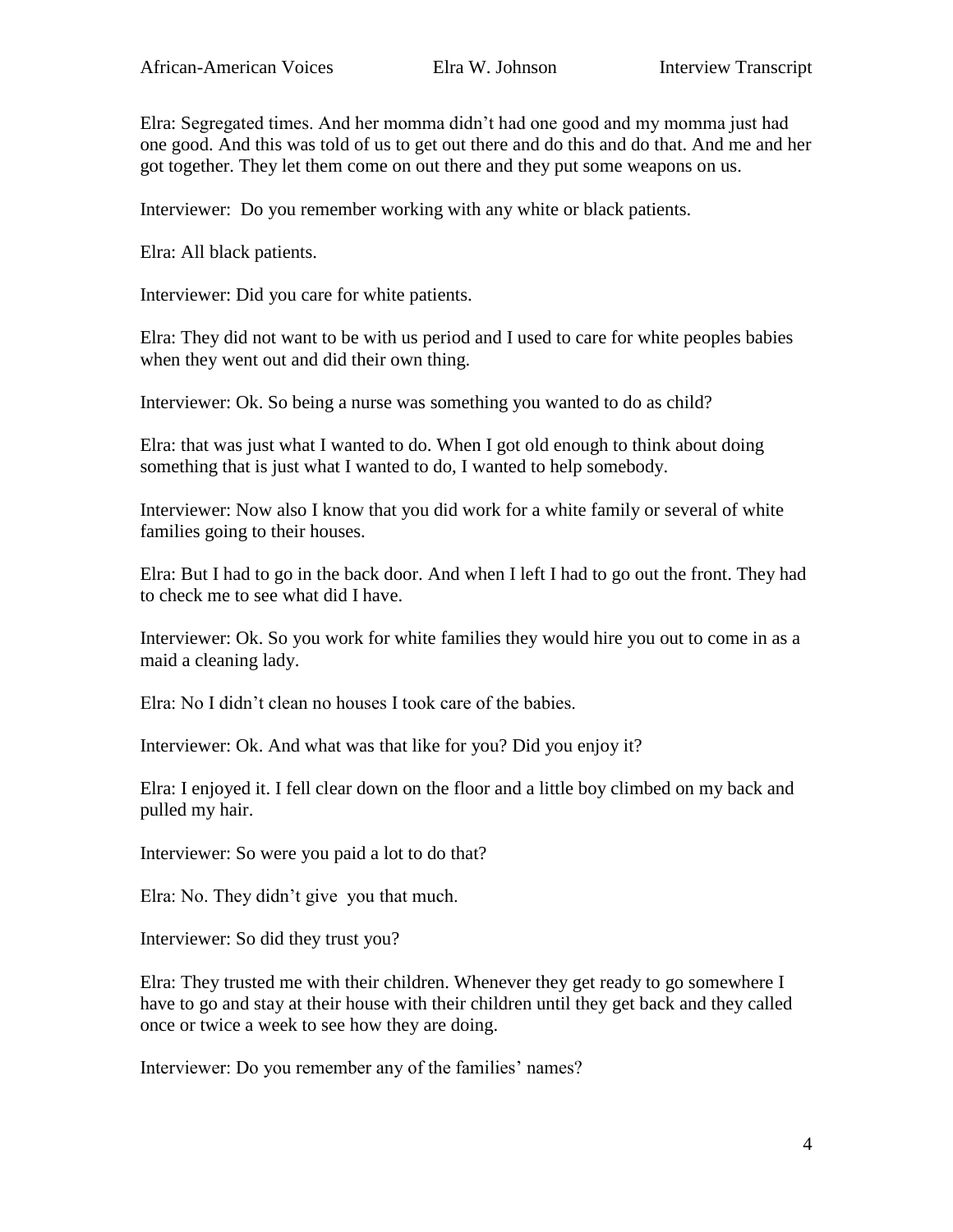Elra: Segregated times. And her momma didn't had one good and my momma just had one good. And this was told of us to get out there and do this and do that. And me and her got together. They let them come on out there and they put some weapons on us.

Interviewer: Do you remember working with any white or black patients.

Elra: All black patients.

Interviewer: Did you care for white patients.

Elra: They did not want to be with us period and I used to care for white peoples babies when they went out and did their own thing.

Interviewer: Ok. So being a nurse was something you wanted to do as child?

Elra: that was just what I wanted to do. When I got old enough to think about doing something that is just what I wanted to do, I wanted to help somebody.

Interviewer: Now also I know that you did work for a white family or several of white families going to their houses.

Elra: But I had to go in the back door. And when I left I had to go out the front. They had to check me to see what did I have.

Interviewer: Ok. So you work for white families they would hire you out to come in as a maid a cleaning lady.

Elra: No I didn't clean no houses I took care of the babies.

Interviewer: Ok. And what was that like for you? Did you enjoy it?

Elra: I enjoyed it. I fell clear down on the floor and a little boy climbed on my back and pulled my hair.

Interviewer: So were you paid a lot to do that?

Elra: No. They didn't give you that much.

Interviewer: So did they trust you?

Elra: They trusted me with their children. Whenever they get ready to go somewhere I have to go and stay at their house with their children until they get back and they called once or twice a week to see how they are doing.

Interviewer: Do you remember any of the families' names?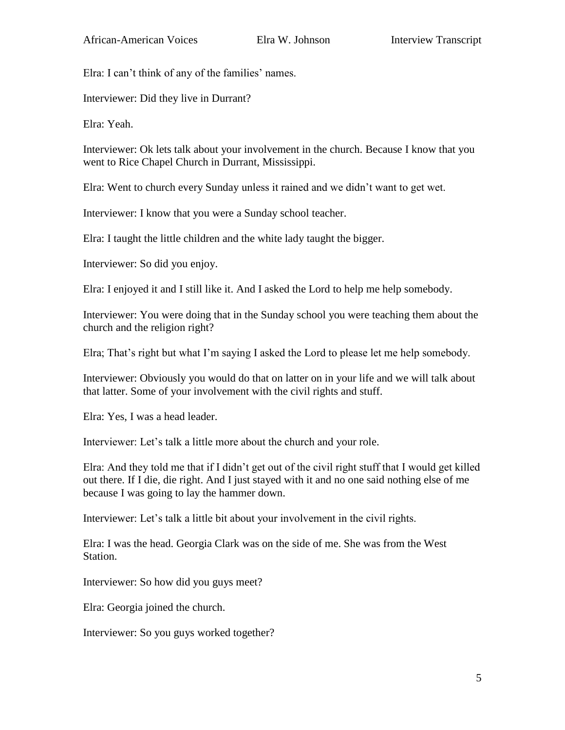Elra: I can't think of any of the families' names.

Interviewer: Did they live in Durrant?

Elra: Yeah.

Interviewer: Ok lets talk about your involvement in the church. Because I know that you went to Rice Chapel Church in Durrant, Mississippi.

Elra: Went to church every Sunday unless it rained and we didn't want to get wet.

Interviewer: I know that you were a Sunday school teacher.

Elra: I taught the little children and the white lady taught the bigger.

Interviewer: So did you enjoy.

Elra: I enjoyed it and I still like it. And I asked the Lord to help me help somebody.

Interviewer: You were doing that in the Sunday school you were teaching them about the church and the religion right?

Elra; That's right but what I'm saying I asked the Lord to please let me help somebody.

Interviewer: Obviously you would do that on latter on in your life and we will talk about that latter. Some of your involvement with the civil rights and stuff.

Elra: Yes, I was a head leader.

Interviewer: Let's talk a little more about the church and your role.

Elra: And they told me that if I didn't get out of the civil right stuff that I would get killed out there. If I die, die right. And I just stayed with it and no one said nothing else of me because I was going to lay the hammer down.

Interviewer: Let's talk a little bit about your involvement in the civil rights.

Elra: I was the head. Georgia Clark was on the side of me. She was from the West Station.

Interviewer: So how did you guys meet?

Elra: Georgia joined the church.

Interviewer: So you guys worked together?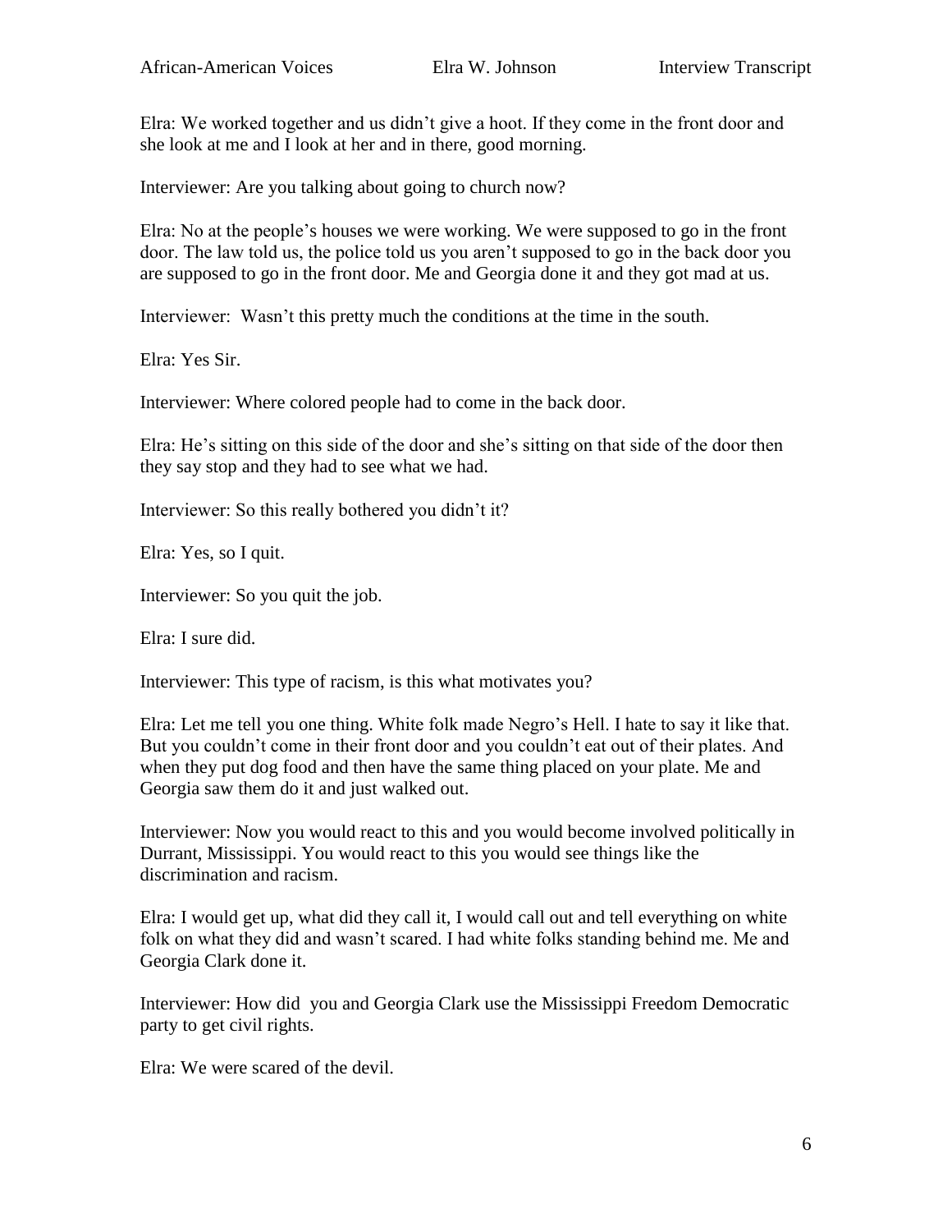Elra: We worked together and us didn't give a hoot. If they come in the front door and she look at me and I look at her and in there, good morning.

Interviewer: Are you talking about going to church now?

Elra: No at the people's houses we were working. We were supposed to go in the front door. The law told us, the police told us you aren't supposed to go in the back door you are supposed to go in the front door. Me and Georgia done it and they got mad at us.

Interviewer:  Wasn't this pretty much the conditions at the time in the south.

Elra: Yes Sir.

Interviewer: Where colored people had to come in the back door.

Elra: He's sitting on this side of the door and she's sitting on that side of the door then they say stop and they had to see what we had.

Interviewer: So this really bothered you didn't it?

Elra: Yes, so I quit.

Interviewer: So you quit the job.

Elra: I sure did.

Interviewer: This type of racism, is this what motivates you?

Elra: Let me tell you one thing. White folk made Negro's Hell. I hate to say it like that. But you couldn't come in their front door and you couldn't eat out of their plates. And when they put dog food and then have the same thing placed on your plate. Me and Georgia saw them do it and just walked out.

Interviewer: Now you would react to this and you would become involved politically in Durrant, Mississippi. You would react to this you would see things like the discrimination and racism.

Elra: I would get up, what did they call it, I would call out and tell everything on white folk on what they did and wasn't scared. I had white folks standing behind me. Me and Georgia Clark done it.

Interviewer: How did  you and Georgia Clark use the Mississippi Freedom Democratic party to get civil rights.

Elra: We were scared of the devil.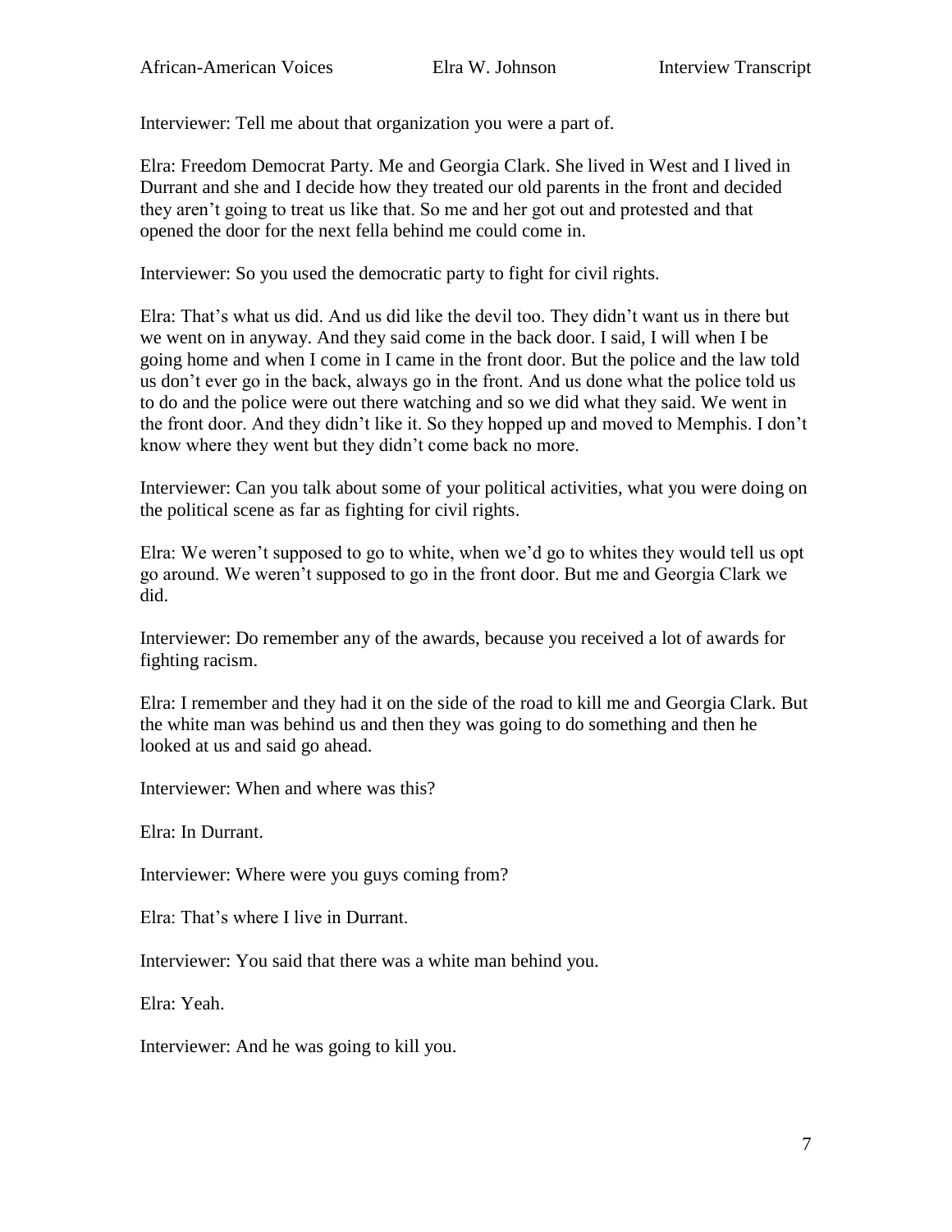Interviewer: Tell me about that organization you were a part of.

Elra: Freedom Democrat Party. Me and Georgia Clark. She lived in West and I lived in Durrant and she and I decide how they treated our old parents in the front and decided they aren't going to treat us like that. So me and her got out and protested and that opened the door for the next fella behind me could come in.

Interviewer: So you used the democratic party to fight for civil rights.

Elra: That's what us did. And us did like the devil too. They didn't want us in there but we went on in anyway. And they said come in the back door. I said, I will when I be going home and when I come in I came in the front door. But the police and the law told us don't ever go in the back, always go in the front. And us done what the police told us to do and the police were out there watching and so we did what they said. We went in the front door. And they didn't like it. So they hopped up and moved to Memphis. I don't know where they went but they didn't come back no more.

Interviewer: Can you talk about some of your political activities, what you were doing on the political scene as far as fighting for civil rights.

Elra: We weren't supposed to go to white, when we'd go to whites they would tell us opt go around. We weren't supposed to go in the front door. But me and Georgia Clark we did.

Interviewer: Do remember any of the awards, because you received a lot of awards for fighting racism.

Elra: I remember and they had it on the side of the road to kill me and Georgia Clark. But the white man was behind us and then they was going to do something and then he looked at us and said go ahead.

Interviewer: When and where was this?

Elra: In Durrant.

Interviewer: Where were you guys coming from?

Elra: That's where I live in Durrant.

Interviewer: You said that there was a white man behind you.

Elra: Yeah.

Interviewer: And he was going to kill you.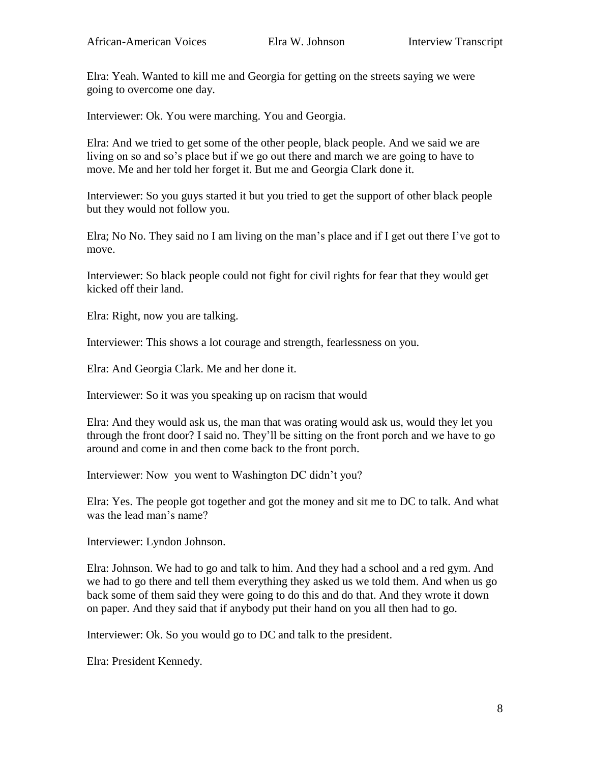Elra: Yeah. Wanted to kill me and Georgia for getting on the streets saying we were going to overcome one day.

Interviewer: Ok. You were marching. You and Georgia.

Elra: And we tried to get some of the other people, black people. And we said we are living on so and so's place but if we go out there and march we are going to have to move. Me and her told her forget it. But me and Georgia Clark done it.

Interviewer: So you guys started it but you tried to get the support of other black people but they would not follow you.

Elra; No No. They said no I am living on the man's place and if I get out there I've got to move.

Interviewer: So black people could not fight for civil rights for fear that they would get kicked off their land.

Elra: Right, now you are talking.

Interviewer: This shows a lot courage and strength, fearlessness on you.

Elra: And Georgia Clark. Me and her done it.

Interviewer: So it was you speaking up on racism that would

Elra: And they would ask us, the man that was orating would ask us, would they let you through the front door? I said no. They'll be sitting on the front porch and we have to go around and come in and then come back to the front porch.

Interviewer: Now you went to Washington DC didn't you?

Elra: Yes. The people got together and got the money and sit me to DC to talk. And what was the lead man's name?

Interviewer: Lyndon Johnson.

Elra: Johnson. We had to go and talk to him. And they had a school and a red gym. And we had to go there and tell them everything they asked us we told them. And when us go back some of them said they were going to do this and do that. And they wrote it down on paper. And they said that if anybody put their hand on you all then had to go.

Interviewer: Ok. So you would go to DC and talk to the president.

Elra: President Kennedy.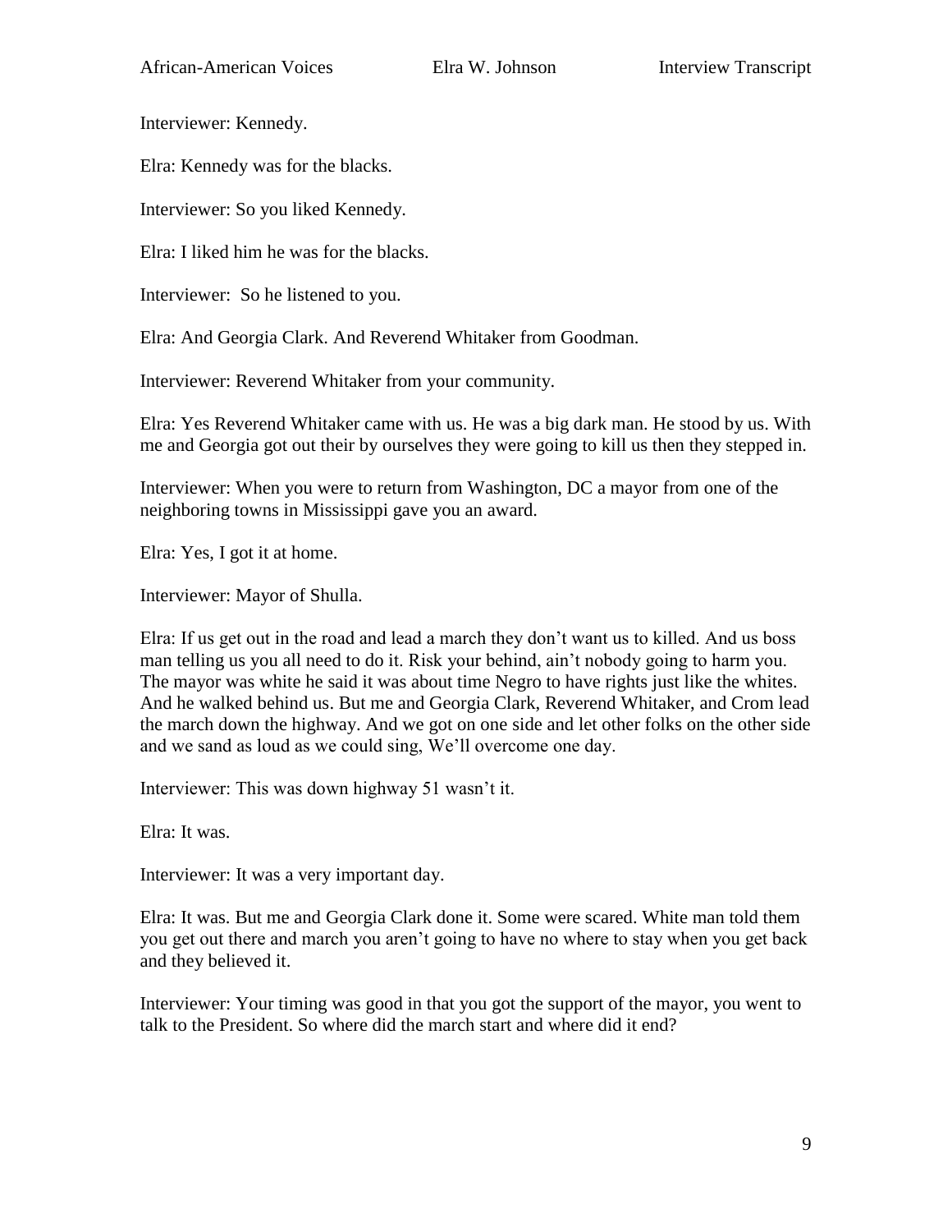Interviewer: Kennedy.

Elra: Kennedy was for the blacks.

Interviewer: So you liked Kennedy.

Elra: I liked him he was for the blacks.

Interviewer: So he listened to you.

Elra: And Georgia Clark. And Reverend Whitaker from Goodman.

Interviewer: Reverend Whitaker from your community.

Elra: Yes Reverend Whitaker came with us. He was a big dark man. He stood by us. With me and Georgia got out their by ourselves they were going to kill us then they stepped in.

Interviewer: When you were to return from Washington, DC a mayor from one of the neighboring towns in Mississippi gave you an award.

Elra: Yes, I got it at home.

Interviewer: Mayor of Shulla.

Elra: If us get out in the road and lead a march they don't want us to killed. And us boss man telling us you all need to do it. Risk your behind, ain't nobody going to harm you. The mayor was white he said it was about time Negro to have rights just like the whites. And he walked behind us. But me and Georgia Clark, Reverend Whitaker, and Crom lead the march down the highway. And we got on one side and let other folks on the other side and we sand as loud as we could sing, We'll overcome one day.

Interviewer: This was down highway 51 wasn't it.

Elra: It was.

Interviewer: It was a very important day.

Elra: It was. But me and Georgia Clark done it. Some were scared. White man told them you get out there and march you aren't going to have no where to stay when you get back and they believed it.

Interviewer: Your timing was good in that you got the support of the mayor, you went to talk to the President. So where did the march start and where did it end?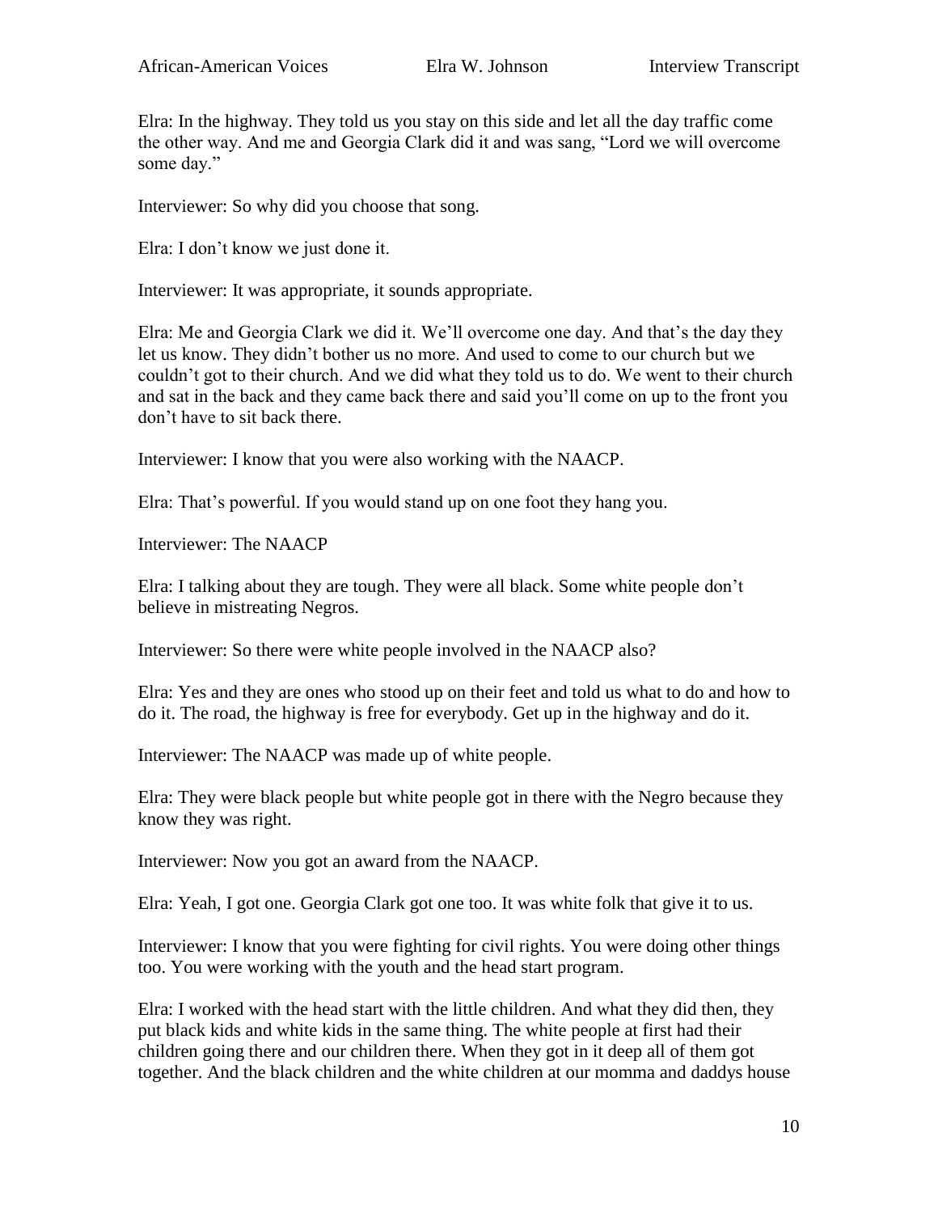Elra: In the highway. They told us you stay on this side and let all the day traffic come the other way. And me and Georgia Clark did it and was sang, "Lord we will overcome some day."

Interviewer: So why did you choose that song.

Elra: I don't know we just done it.

Interviewer: It was appropriate, it sounds appropriate.

Elra: Me and Georgia Clark we did it. We'll overcome one day. And that's the day they let us know. They didn't bother us no more. And used to come to our church but we couldn't got to their church. And we did what they told us to do. We went to their church and sat in the back and they came back there and said you'll come on up to the front you don't have to sit back there.

Interviewer: I know that you were also working with the NAACP.

Elra: That's powerful. If you would stand up on one foot they hang you.

Interviewer: The NAACP

Elra: I talking about they are tough. They were all black. Some white people don't believe in mistreating Negros.

Interviewer: So there were white people involved in the NAACP also?

Elra: Yes and they are ones who stood up on their feet and told us what to do and how to do it. The road, the highway is free for everybody. Get up in the highway and do it.

Interviewer: The NAACP was made up of white people.

Elra: They were black people but white people got in there with the Negro because they know they was right.

Interviewer: Now you got an award from the NAACP.

Elra: Yeah, I got one. Georgia Clark got one too. It was white folk that give it to us.

Interviewer: I know that you were fighting for civil rights. You were doing other things too. You were working with the youth and the head start program.

Elra: I worked with the head start with the little children. And what they did then, they put black kids and white kids in the same thing. The white people at first had their children going there and our children there. When they got in it deep all of them got together. And the black children and the white children at our momma and daddys house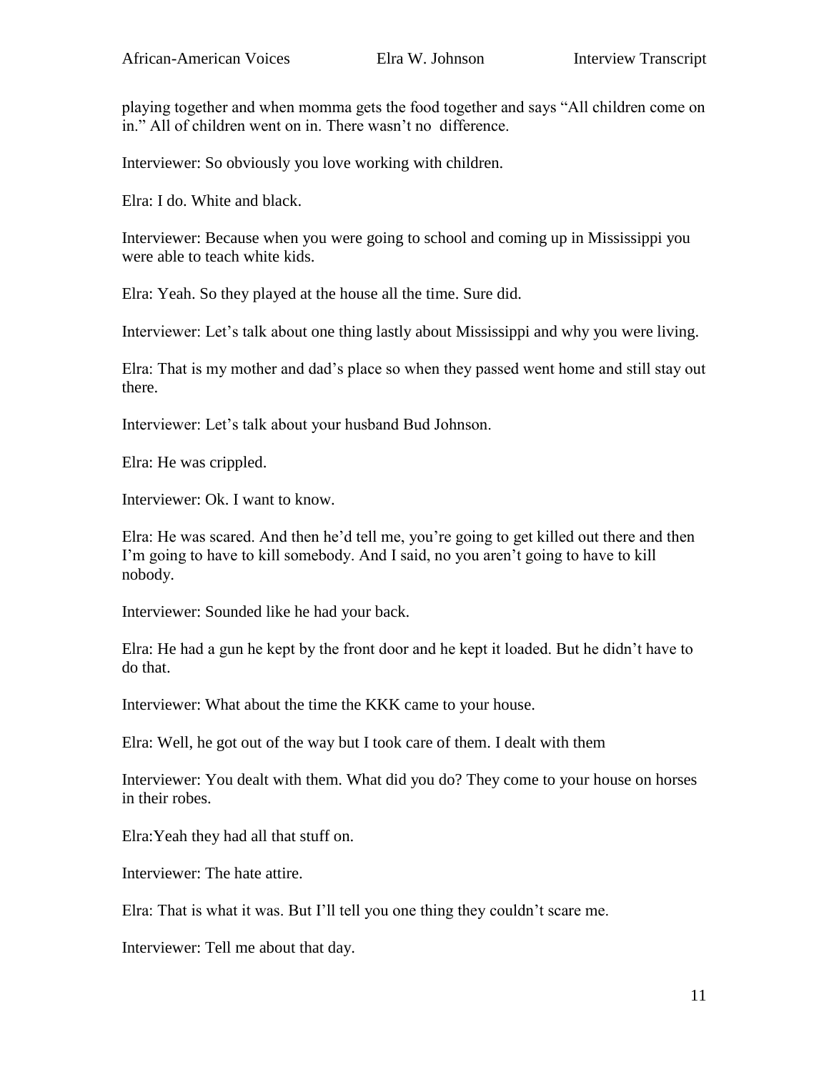playing together and when momma gets the food together and says "All children come on in." All of children went on in. There wasn't no difference.

Interviewer: So obviously you love working with children.

Elra: I do. White and black.

Interviewer: Because when you were going to school and coming up in Mississippi you were able to teach white kids.

Elra: Yeah. So they played at the house all the time. Sure did.

Interviewer: Let's talk about one thing lastly about Mississippi and why you were living.

Elra: That is my mother and dad's place so when they passed went home and still stay out there.

Interviewer: Let's talk about your husband Bud Johnson.

Elra: He was crippled.

Interviewer: Ok. I want to know.

Elra: He was scared. And then he'd tell me, you're going to get killed out there and then I'm going to have to kill somebody. And I said, no you aren't going to have to kill nobody.

Interviewer: Sounded like he had your back.

Elra: He had a gun he kept by the front door and he kept it loaded. But he didn't have to do that.

Interviewer: What about the time the KKK came to your house.

Elra: Well, he got out of the way but I took care of them. I dealt with them

Interviewer: You dealt with them. What did you do? They come to your house on horses in their robes.

Elra:Yeah they had all that stuff on.

Interviewer: The hate attire.

Elra: That is what it was. But I'll tell you one thing they couldn't scare me.

Interviewer: Tell me about that day.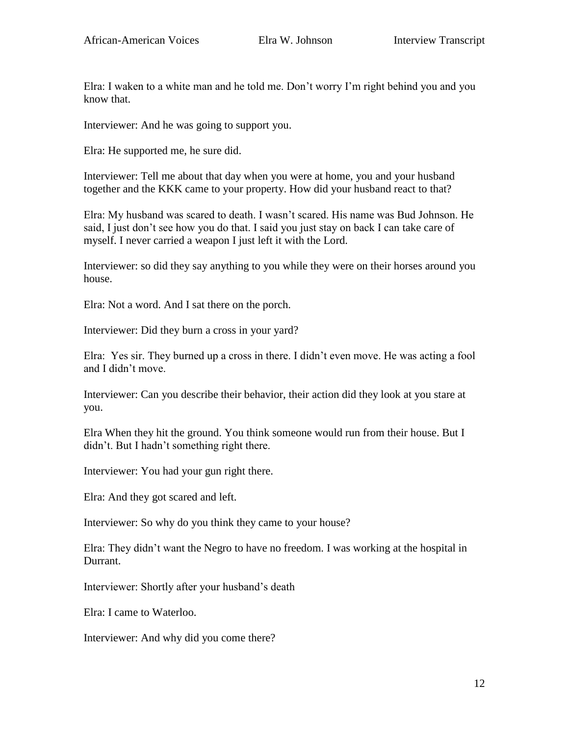Elra: I waken to a white man and he told me. Don't worry I'm right behind you and you know that.

Interviewer: And he was going to support you.

Elra: He supported me, he sure did.

Interviewer: Tell me about that day when you were at home, you and your husband together and the KKK came to your property. How did your husband react to that?

Elra: My husband was scared to death. I wasn't scared. His name was Bud Johnson. He said, I just don't see how you do that. I said you just stay on back I can take care of myself. I never carried a weapon I just left it with the Lord.

Interviewer: so did they say anything to you while they were on their horses around you house.

Elra: Not a word. And I sat there on the porch.

Interviewer: Did they burn a cross in your yard?

Elra: Yes sir. They burned up a cross in there. I didn't even move. He was acting a fool and I didn't move.

Interviewer: Can you describe their behavior, their action did they look at you stare at you.

Elra When they hit the ground. You think someone would run from their house. But I didn't. But I hadn't something right there.

Interviewer: You had your gun right there.

Elra: And they got scared and left.

Interviewer: So why do you think they came to your house?

Elra: They didn't want the Negro to have no freedom. I was working at the hospital in Durrant.

Interviewer: Shortly after your husband's death

Elra: I came to Waterloo.

Interviewer: And why did you come there?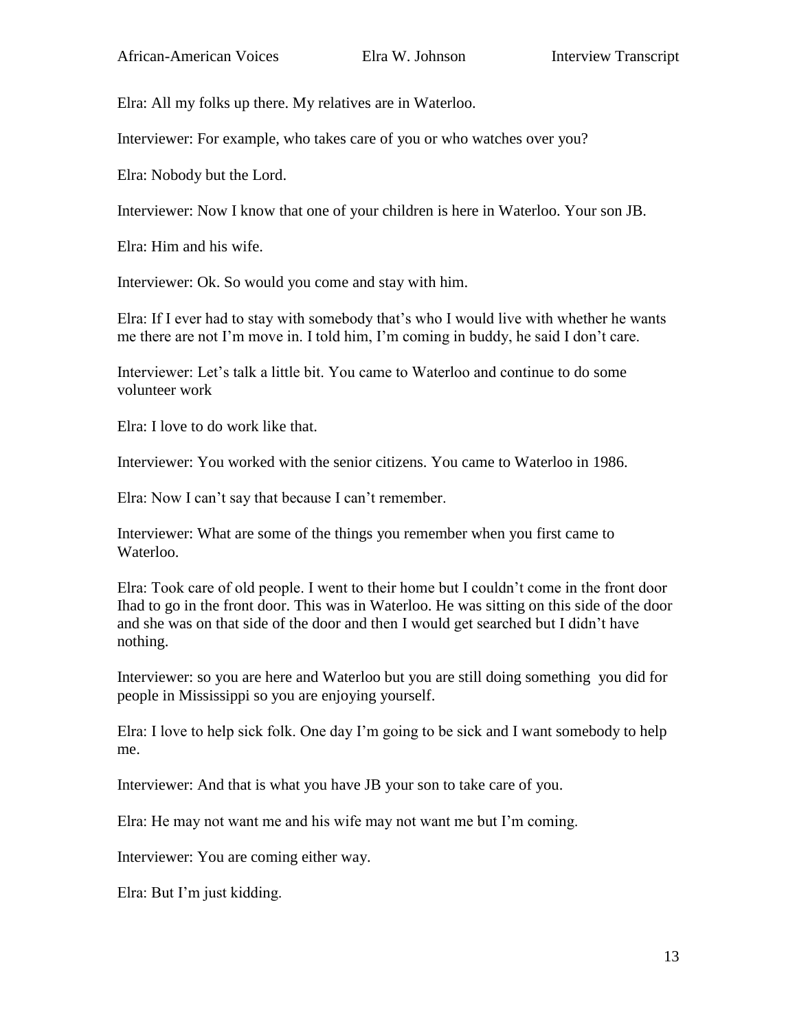Elra: All my folks up there. My relatives are in Waterloo.

Interviewer: For example, who takes care of you or who watches over you?

Elra: Nobody but the Lord.

Interviewer: Now I know that one of your children is here in Waterloo. Your son JB.

Elra: Him and his wife.

Interviewer: Ok. So would you come and stay with him.

Elra: If I ever had to stay with somebody that's who I would live with whether he wants me there are not I'm move in. I told him, I'm coming in buddy, he said I don't care.

Interviewer: Let's talk a little bit. You came to Waterloo and continue to do some volunteer work

Elra: I love to do work like that.

Interviewer: You worked with the senior citizens. You came to Waterloo in 1986.

Elra: Now I can't say that because I can't remember.

Interviewer: What are some of the things you remember when you first came to Waterloo.

Elra: Took care of old people. I went to their home but I couldn't come in the front door Ihad to go in the front door. This was in Waterloo. He was sitting on this side of the door and she was on that side of the door and then I would get searched but I didn't have nothing.

Interviewer: so you are here and Waterloo but you are still doing something you did for people in Mississippi so you are enjoying yourself.

Elra: I love to help sick folk. One day I'm going to be sick and I want somebody to help me.

Interviewer: And that is what you have JB your son to take care of you.

Elra: He may not want me and his wife may not want me but I'm coming.

Interviewer: You are coming either way.

Elra: But I'm just kidding.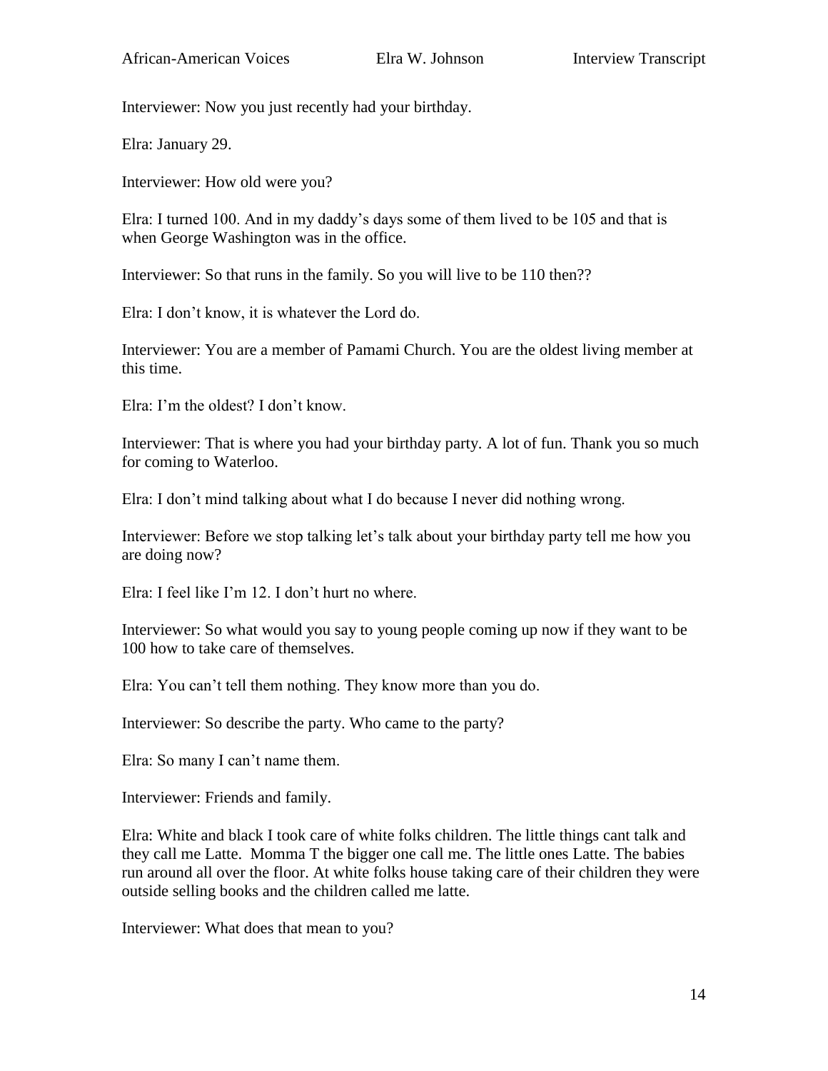Interviewer: Now you just recently had your birthday.

Elra: January 29.

Interviewer: How old were you?

Elra: I turned 100. And in my daddy's days some of them lived to be 105 and that is when George Washington was in the office.

Interviewer: So that runs in the family. So you will live to be 110 then??

Elra: I don't know, it is whatever the Lord do.

Interviewer: You are a member of Pamami Church. You are the oldest living member at this time.

Elra: I'm the oldest? I don't know.

Interviewer: That is where you had your birthday party. A lot of fun. Thank you so much for coming to Waterloo.

Elra: I don't mind talking about what I do because I never did nothing wrong.

Interviewer: Before we stop talking let's talk about your birthday party tell me how you are doing now?

Elra: I feel like I'm 12. I don't hurt no where.

Interviewer: So what would you say to young people coming up now if they want to be 100 how to take care of themselves.

Elra: You can't tell them nothing. They know more than you do.

Interviewer: So describe the party. Who came to the party?

Elra: So many I can't name them.

Interviewer: Friends and family.

Elra: White and black I took care of white folks children. The little things cant talk and they call me Latte.  Momma T the bigger one call me. The little ones Latte. The babies run around all over the floor. At white folks house taking care of their children they were outside selling books and the children called me latte.

Interviewer: What does that mean to you?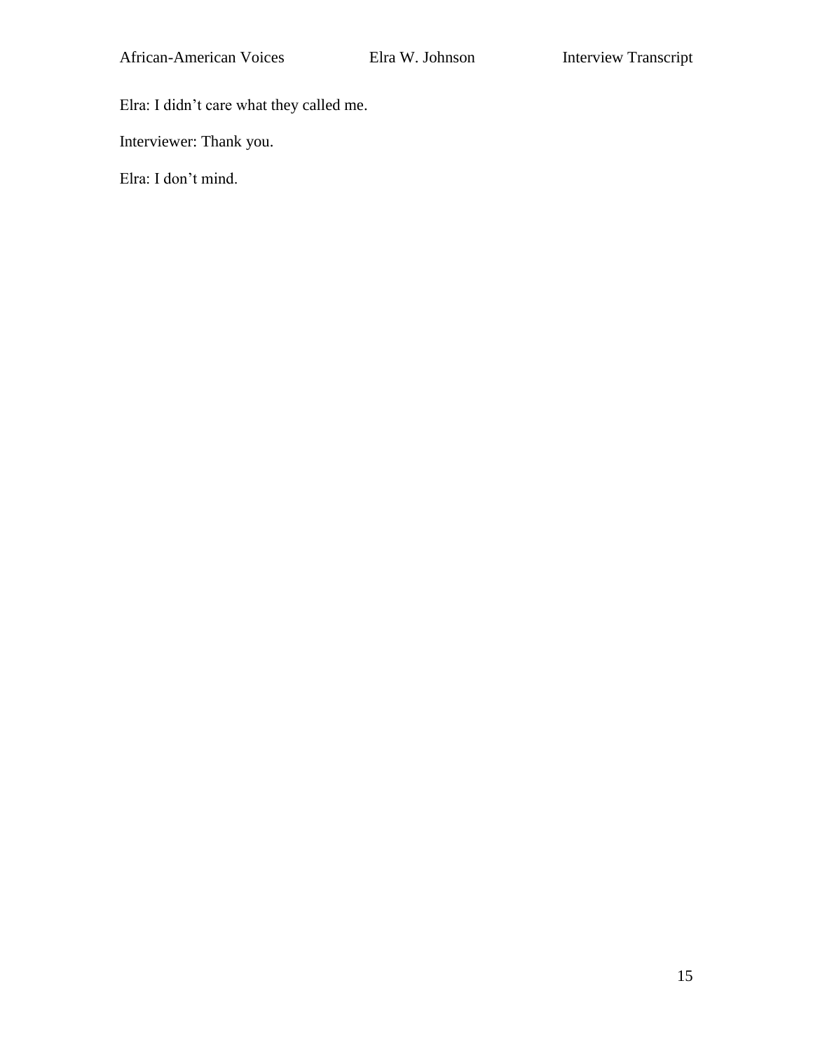Elra: I didn’t care what they called me.

Interviewer: Thank you.

Elra: I don’t mind.